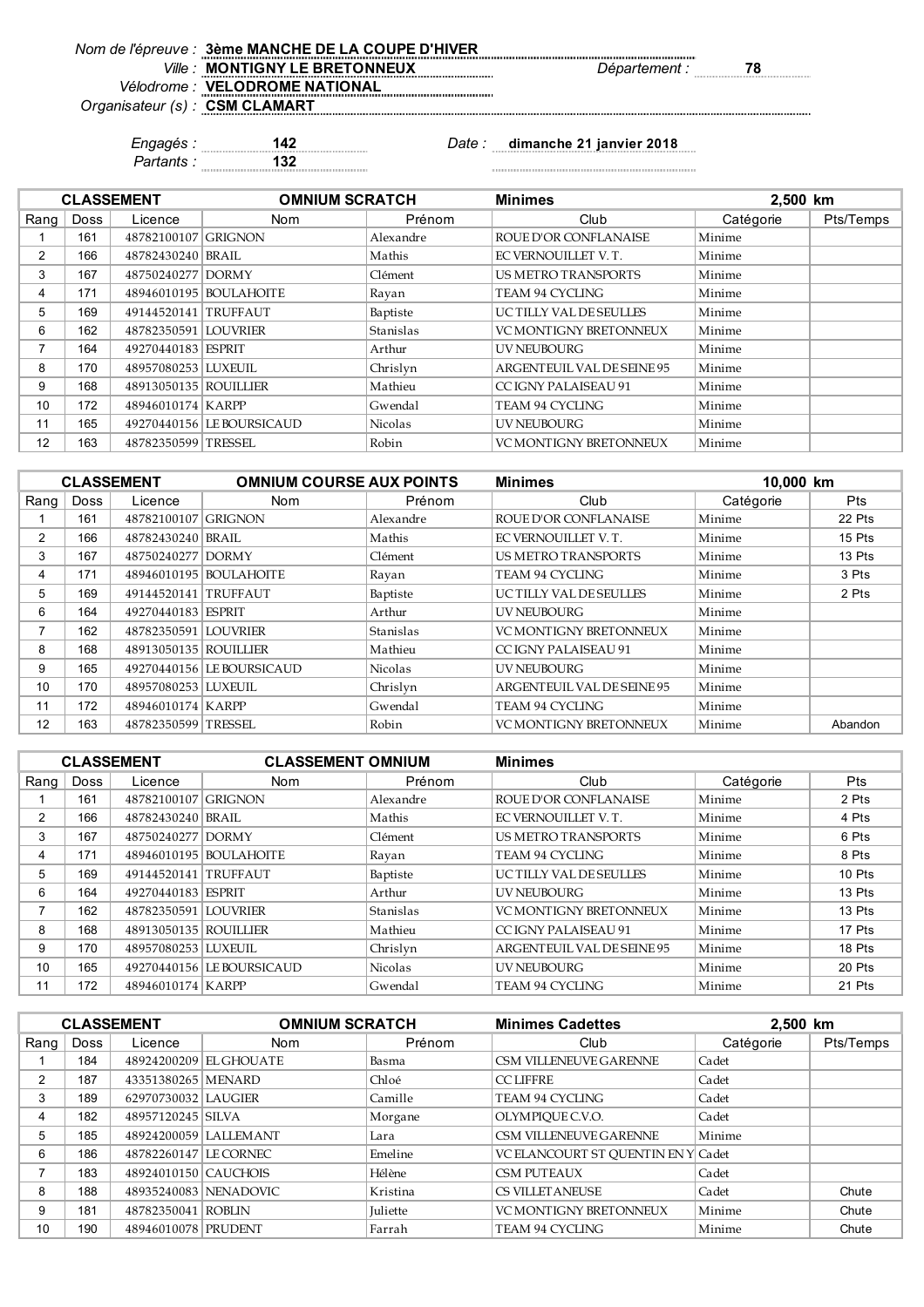*Nom de l'épreuve :* **3ème MANCHE DE LA COUPE D'HIVER**
*Ville :* **MONTIGNY LE BRETONNEUX** *Département :* **78**
*Vélodrome :* **VELODROME NATIONAL**
*Organisateur (s) :* **CSM CLAMART**

*Engagés :* **142** *Date :* **dimanche 21 janvier 2018**
*Partants :* **132**

| CLASSEMENT | | OMNIUM SCRATCH | | | Minimes | 2,500 km | |
|---|---|---|---|---|---|---|---|
| Rang | Doss | Licence | Nom | Prénom | Club | Catégorie | Pts/Temps |
| 1 | 161 | 48782100107 | GRIGNON | Alexandre | ROUE D'OR CONFLANAISE | Minime | |
| 2 | 166 | 48782430240 | BRAIL | Mathis | EC VERNOUILLET V. T. | Minime | |
| 3 | 167 | 48750240277 | DORMY | Clément | US METRO TRANSPORTS | Minime | |
| 4 | 171 | 48946010195 | BOULAHOITE | Rayan | TEAM 94 CYCLING | Minime | |
| 5 | 169 | 49144520141 | TRUFFAUT | Baptiste | UC TILLY VAL DE SEULLES | Minime | |
| 6 | 162 | 48782350591 | LOUVRIER | Stanislas | VC MONTIGNY BRETONNEUX | Minime | |
| 7 | 164 | 49270440183 | ESPRIT | Arthur | UV NEUBOURG | Minime | |
| 8 | 170 | 48957080253 | LUXEUIL | Chrislyn | ARGENTEUIL VAL DE SEINE 95 | Minime | |
| 9 | 168 | 48913050135 | ROUILLIER | Mathieu | CC IGNY PALAISEAU 91 | Minime | |
| 10 | 172 | 48946010174 | KARPP | Gwendal | TEAM 94 CYCLING | Minime | |
| 11 | 165 | 49270440156 | LE BOURSICAUD | Nicolas | UV NEUBOURG | Minime | |
| 12 | 163 | 48782350599 | TRESSEL | Robin | VC MONTIGNY BRETONNEUX | Minime | |

| CLASSEMENT | | OMNIUM COURSE AUX POINTS | | | Minimes | 10,000 km | |
|---|---|---|---|---|---|---|---|
| Rang | Doss | Licence | Nom | Prénom | Club | Catégorie | Pts |
| 1 | 161 | 48782100107 | GRIGNON | Alexandre | ROUE D'OR CONFLANAISE | Minime | 22 Pts |
| 2 | 166 | 48782430240 | BRAIL | Mathis | EC VERNOUILLET V. T. | Minime | 15 Pts |
| 3 | 167 | 48750240277 | DORMY | Clément | US METRO TRANSPORTS | Minime | 13 Pts |
| 4 | 171 | 48946010195 | BOULAHOITE | Rayan | TEAM 94 CYCLING | Minime | 3 Pts |
| 5 | 169 | 49144520141 | TRUFFAUT | Baptiste | UC TILLY VAL DE SEULLES | Minime | 2 Pts |
| 6 | 164 | 49270440183 | ESPRIT | Arthur | UV NEUBOURG | Minime | |
| 7 | 162 | 48782350591 | LOUVRIER | Stanislas | VC MONTIGNY BRETONNEUX | Minime | |
| 8 | 168 | 48913050135 | ROUILLIER | Mathieu | CC IGNY PALAISEAU 91 | Minime | |
| 9 | 165 | 49270440156 | LE BOURSICAUD | Nicolas | UV NEUBOURG | Minime | |
| 10 | 170 | 48957080253 | LUXEUIL | Chrislyn | ARGENTEUIL VAL DE SEINE 95 | Minime | |
| 11 | 172 | 48946010174 | KARPP | Gwendal | TEAM 94 CYCLING | Minime | |
| 12 | 163 | 48782350599 | TRESSEL | Robin | VC MONTIGNY BRETONNEUX | Minime | Abandon |

| CLASSEMENT | | CLASSEMENT OMNIUM | | | Minimes | | |
|---|---|---|---|---|---|---|---|
| Rang | Doss | Licence | Nom | Prénom | Club | Catégorie | Pts |
| 1 | 161 | 48782100107 | GRIGNON | Alexandre | ROUE D'OR CONFLANAISE | Minime | 2 Pts |
| 2 | 166 | 48782430240 | BRAIL | Mathis | EC VERNOUILLET V. T. | Minime | 4 Pts |
| 3 | 167 | 48750240277 | DORMY | Clément | US METRO TRANSPORTS | Minime | 6 Pts |
| 4 | 171 | 48946010195 | BOULAHOITE | Rayan | TEAM 94 CYCLING | Minime | 8 Pts |
| 5 | 169 | 49144520141 | TRUFFAUT | Baptiste | UC TILLY VAL DE SEULLES | Minime | 10 Pts |
| 6 | 164 | 49270440183 | ESPRIT | Arthur | UV NEUBOURG | Minime | 13 Pts |
| 7 | 162 | 48782350591 | LOUVRIER | Stanislas | VC MONTIGNY BRETONNEUX | Minime | 13 Pts |
| 8 | 168 | 48913050135 | ROUILLIER | Mathieu | CC IGNY PALAISEAU 91 | Minime | 17 Pts |
| 9 | 170 | 48957080253 | LUXEUIL | Chrislyn | ARGENTEUIL VAL DE SEINE 95 | Minime | 18 Pts |
| 10 | 165 | 49270440156 | LE BOURSICAUD | Nicolas | UV NEUBOURG | Minime | 20 Pts |
| 11 | 172 | 48946010174 | KARPP | Gwendal | TEAM 94 CYCLING | Minime | 21 Pts |

| CLASSEMENT | | OMNIUM SCRATCH | | | Minimes Cadettes | 2,500 km | |
|---|---|---|---|---|---|---|---|
| Rang | Doss | Licence | Nom | Prénom | Club | Catégorie | Pts/Temps |
| 1 | 184 | 48924200209 | EL GHOUATE | Basma | CSM VILLENEUVE GARENNE | Cadet | |
| 2 | 187 | 43351380265 | MENARD | Chloé | CC LIFFRE | Cadet | |
| 3 | 189 | 62970730032 | LAUGIER | Camille | TEAM 94 CYCLING | Cadet | |
| 4 | 182 | 48957120245 | SILVA | Morgane | OLYMPIQUE C.V.O. | Cadet | |
| 5 | 185 | 48924200059 | LALLEMANT | Lara | CSM VILLENEUVE GARENNE | Minime | |
| 6 | 186 | 48782260147 | LE CORNEC | Emeline | VC ELANCOURT ST QUENTIN EN Y | Cadet | |
| 7 | 183 | 48924010150 | CAUCHOIS | Hélène | CSM PUTEAUX | Cadet | |
| 8 | 188 | 48935240083 | NENADOVIC | Kristina | CS VILLETANEUSE | Cadet | Chute |
| 9 | 181 | 48782350041 | ROBLIN | Juliette | VC MONTIGNY BRETONNEUX | Minime | Chute |
| 10 | 190 | 48946010078 | PRUDENT | Farrah | TEAM 94 CYCLING | Minime | Chute |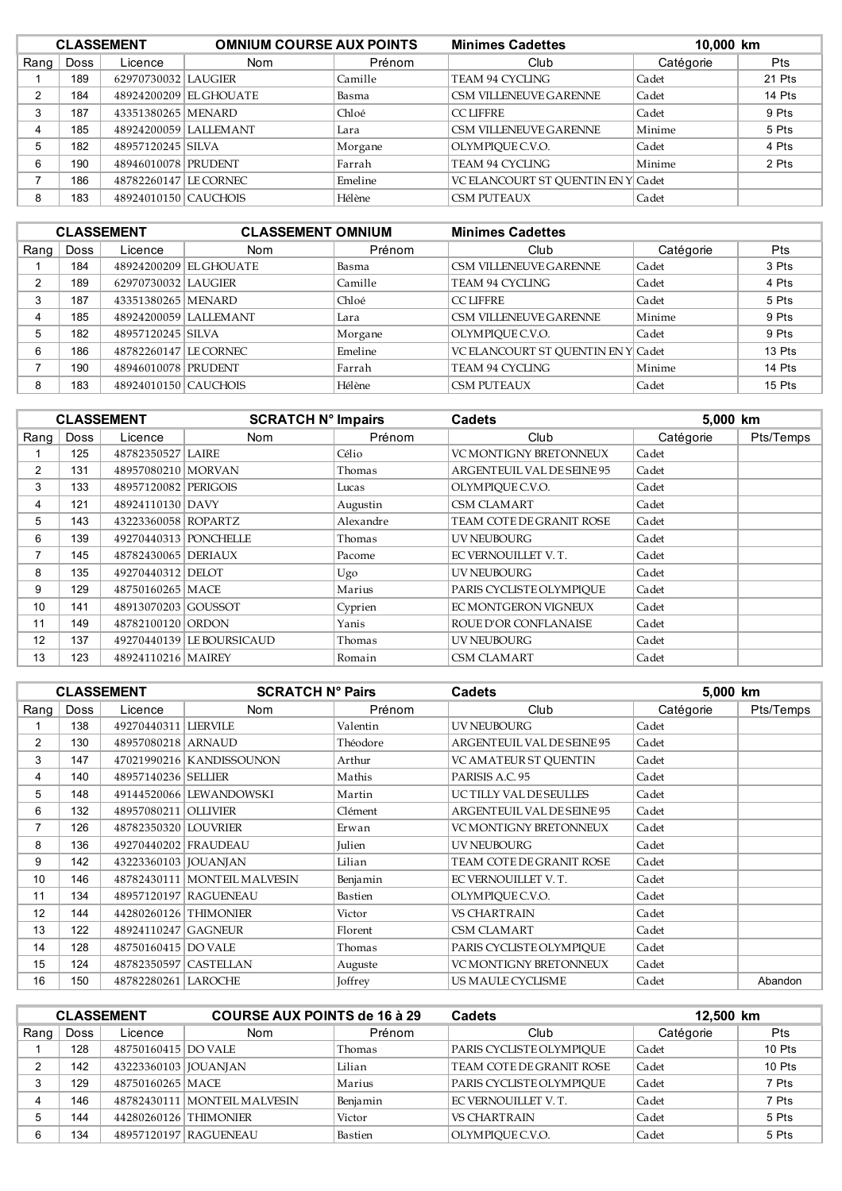| CLASSEMENT | | OMNIUM COURSE AUX POINTS | | Minimes Cadettes | | 10,000 km | |
|---|---|---|---|---|---|---|---|
| Rang | Doss | Licence | Nom | Prénom | Club | Catégorie | Pts |
| 1 | 189 | 62970730032 | LAUGIER | Camille | TEAM 94 CYCLING | Cadet | 21 Pts |
| 2 | 184 | 48924200209 | EL GHOUATE | Basma | CSM VILLENEUVE GARENNE | Cadet | 14 Pts |
| 3 | 187 | 43351380265 | MENARD | Chloé | CC LIFFRE | Cadet | 9 Pts |
| 4 | 185 | 48924200059 | LALLEMANT | Lara | CSM VILLENEUVE GARENNE | Minime | 5 Pts |
| 5 | 182 | 48957120245 | SILVA | Morgane | OLYMPIQUE C.V.O. | Cadet | 4 Pts |
| 6 | 190 | 48946010078 | PRUDENT | Farrah | TEAM 94 CYCLING | Minime | 2 Pts |
| 7 | 186 | 48782260147 | LE CORNEC | Emeline | VC ELANCOURT ST QUENTIN EN Y | Cadet | |
| 8 | 183 | 48924010150 | CAUCHOIS | Hélène | CSM PUTEAUX | Cadet | |

| CLASSEMENT | | CLASSEMENT OMNIUM | | Minimes Cadettes | | | |
|---|---|---|---|---|---|---|---|
| Rang | Doss | Licence | Nom | Prénom | Club | Catégorie | Pts |
| 1 | 184 | 48924200209 | EL GHOUATE | Basma | CSM VILLENEUVE GARENNE | Cadet | 3 Pts |
| 2 | 189 | 62970730032 | LAUGIER | Camille | TEAM 94 CYCLING | Cadet | 4 Pts |
| 3 | 187 | 43351380265 | MENARD | Chloé | CC LIFFRE | Cadet | 5 Pts |
| 4 | 185 | 48924200059 | LALLEMANT | Lara | CSM VILLENEUVE GARENNE | Minime | 9 Pts |
| 5 | 182 | 48957120245 | SILVA | Morgane | OLYMPIQUE C.V.O. | Cadet | 9 Pts |
| 6 | 186 | 48782260147 | LE CORNEC | Emeline | VC ELANCOURT ST QUENTIN EN Y | Cadet | 13 Pts |
| 7 | 190 | 48946010078 | PRUDENT | Farrah | TEAM 94 CYCLING | Minime | 14 Pts |
| 8 | 183 | 48924010150 | CAUCHOIS | Hélène | CSM PUTEAUX | Cadet | 15 Pts |

| CLASSEMENT | | SCRATCH N° Impairs | | Cadets | | 5,000 km | |
|---|---|---|---|---|---|---|---|
| Rang | Doss | Licence | Nom | Prénom | Club | Catégorie | Pts/Temps |
| 1 | 125 | 48782350527 | LAIRE | Célio | VC MONTIGNY BRETONNEUX | Cadet | |
| 2 | 131 | 48957080210 | MORVAN | Thomas | ARGENTEUIL VAL DE SEINE 95 | Cadet | |
| 3 | 133 | 48957120082 | PERIGOIS | Lucas | OLYMPIQUE C.V.O. | Cadet | |
| 4 | 121 | 48924110130 | DAVY | Augustin | CSM CLAMART | Cadet | |
| 5 | 143 | 43223360058 | ROPARTZ | Alexandre | TEAM COTE DE GRANIT ROSE | Cadet | |
| 6 | 139 | 49270440313 | PONCHELLE | Thomas | UV NEUBOURG | Cadet | |
| 7 | 145 | 48782430065 | DERIAUX | Pacome | EC VERNOUILLET V. T. | Cadet | |
| 8 | 135 | 49270440312 | DELOT | Ugo | UV NEUBOURG | Cadet | |
| 9 | 129 | 48750160265 | MACE | Marius | PARIS CYCLISTE OLYMPIQUE | Cadet | |
| 10 | 141 | 48913070203 | GOUSSOT | Cyprien | EC MONTGERON VIGNEUX | Cadet | |
| 11 | 149 | 48782100120 | ORDON | Yanis | ROUE D'OR CONFLANAISE | Cadet | |
| 12 | 137 | 49270440139 | LE BOURSICAUD | Thomas | UV NEUBOURG | Cadet | |
| 13 | 123 | 48924110216 | MAIREY | Romain | CSM CLAMART | Cadet | |

| CLASSEMENT | | SCRATCH N° Pairs | | Cadets | | 5,000 km | |
|---|---|---|---|---|---|---|---|
| Rang | Doss | Licence | Nom | Prénom | Club | Catégorie | Pts/Temps |
| 1 | 138 | 49270440311 | LIERVILE | Valentin | UV NEUBOURG | Cadet | |
| 2 | 130 | 48957080218 | ARNAUD | Théodore | ARGENTEUIL VAL DE SEINE 95 | Cadet | |
| 3 | 147 | 47021990216 | KANDISSOUNON | Arthur | VC AMATEUR ST QUENTIN | Cadet | |
| 4 | 140 | 48957140236 | SELLIER | Mathis | PARISIS A.C. 95 | Cadet | |
| 5 | 148 | 49144520066 | LEWANDOWSKI | Martin | UC TILLY VAL DE SEULLES | Cadet | |
| 6 | 132 | 48957080211 | OLLIVIER | Clément | ARGENTEUIL VAL DE SEINE 95 | Cadet | |
| 7 | 126 | 48782350320 | LOUVRIER | Erwan | VC MONTIGNY BRETONNEUX | Cadet | |
| 8 | 136 | 49270440202 | FRAUDEAU | Julien | UV NEUBOURG | Cadet | |
| 9 | 142 | 43223360103 | JOUANJAN | Lilian | TEAM COTE DE GRANIT ROSE | Cadet | |
| 10 | 146 | 48782430111 | MONTEIL MALVESIN | Benjamin | EC VERNOUILLET V. T. | Cadet | |
| 11 | 134 | 48957120197 | RAGUENEAU | Bastien | OLYMPIQUE C.V.O. | Cadet | |
| 12 | 144 | 44280260126 | THIMONIER | Victor | VS CHARTRAIN | Cadet | |
| 13 | 122 | 48924110247 | GAGNEUR | Florent | CSM CLAMART | Cadet | |
| 14 | 128 | 48750160415 | DO VALE | Thomas | PARIS CYCLISTE OLYMPIQUE | Cadet | |
| 15 | 124 | 48782350597 | CASTELLAN | Auguste | VC MONTIGNY BRETONNEUX | Cadet | |
| 16 | 150 | 48782280261 | LAROCHE | Joffrey | US MAULE CYCLISME | Cadet | Abandon |

| CLASSEMENT | | COURSE AUX POINTS de 16 à 29 | | Cadets | | 12,500 km | |
|---|---|---|---|---|---|---|---|
| Rang | Doss | Licence | Nom | Prénom | Club | Catégorie | Pts |
| 1 | 128 | 48750160415 | DO VALE | Thomas | PARIS CYCLISTE OLYMPIQUE | Cadet | 10 Pts |
| 2 | 142 | 43223360103 | JOUANJAN | Lilian | TEAM COTE DE GRANIT ROSE | Cadet | 10 Pts |
| 3 | 129 | 48750160265 | MACE | Marius | PARIS CYCLISTE OLYMPIQUE | Cadet | 7 Pts |
| 4 | 146 | 48782430111 | MONTEIL MALVESIN | Benjamin | EC VERNOUILLET V. T. | Cadet | 7 Pts |
| 5 | 144 | 44280260126 | THIMONIER | Victor | VS CHARTRAIN | Cadet | 5 Pts |
| 6 | 134 | 48957120197 | RAGUENEAU | Bastien | OLYMPIQUE C.V.O. | Cadet | 5 Pts |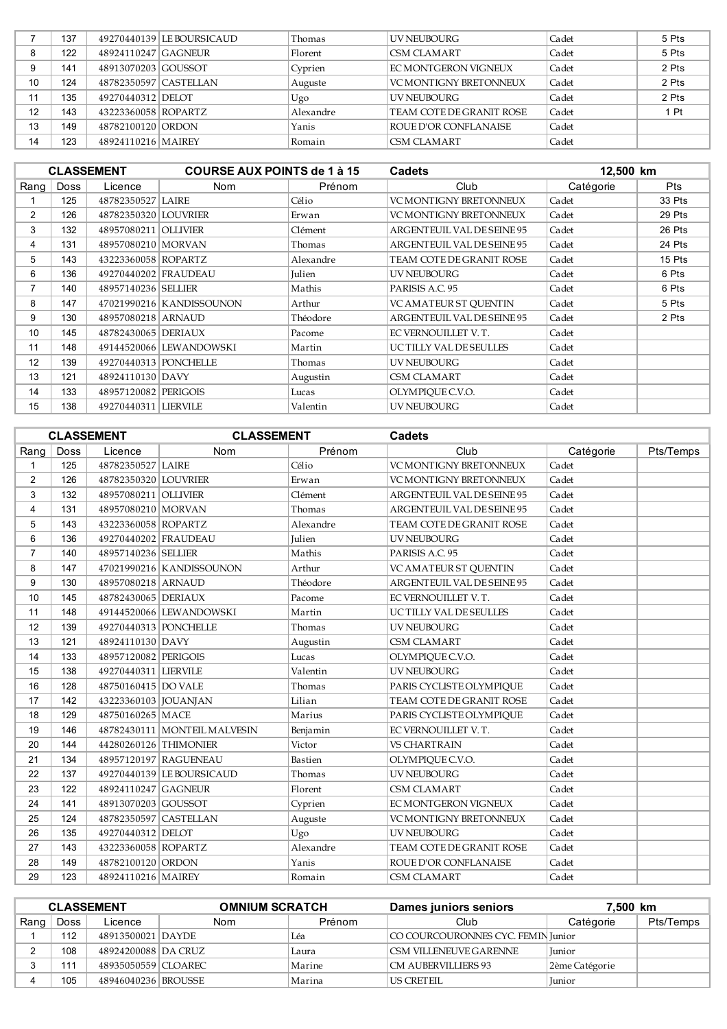| Rang | Doss | Licence | Nom | Prénom | Club | Catégorie | Pts |
|---|---|---|---|---|---|---|---|
| 7 | 137 | 49270440139 | LE BOURSICAUD | Thomas | UV NEUBOURG | Cadet | 5 Pts |
| 8 | 122 | 48924110247 | GAGNEUR | Florent | CSM CLAMART | Cadet | 5 Pts |
| 9 | 141 | 48913070203 | GOUSSOT | Cyprien | EC MONTGERON VIGNEUX | Cadet | 2 Pts |
| 10 | 124 | 48782350597 | CASTELLAN | Auguste | VC MONTIGNY BRETONNEUX | Cadet | 2 Pts |
| 11 | 135 | 49270440312 | DELOT | Ugo | UV NEUBOURG | Cadet | 2 Pts |
| 12 | 143 | 43223360058 | ROPARTZ | Alexandre | TEAM COTE DE GRANIT ROSE | Cadet | 1 Pt |
| 13 | 149 | 48782100120 | ORDON | Yanis | ROUE D'OR CONFLANAISE | Cadet | |
| 14 | 123 | 48924110216 | MAIREY | Romain | CSM CLAMART | Cadet | |

| CLASSEMENT | | COURSE AUX POINTS de 1 à 15 | | | Cadets | 12,500 km | |
|---|---|---|---|---|---|---|---|
| Rang | Doss | Licence | Nom | Prénom | Club | Catégorie | Pts |
| 1 | 125 | 48782350527 | LAIRE | Célio | VC MONTIGNY BRETONNEUX | Cadet | 33 Pts |
| 2 | 126 | 48782350320 | LOUVRIER | Erwan | VC MONTIGNY BRETONNEUX | Cadet | 29 Pts |
| 3 | 132 | 48957080211 | OLLIVIER | Clément | ARGENTEUIL VAL DE SEINE 95 | Cadet | 26 Pts |
| 4 | 131 | 48957080210 | MORVAN | Thomas | ARGENTEUIL VAL DE SEINE 95 | Cadet | 24 Pts |
| 5 | 143 | 43223360058 | ROPARTZ | Alexandre | TEAM COTE DE GRANIT ROSE | Cadet | 15 Pts |
| 6 | 136 | 49270440202 | FRAUDEAU | Julien | UV NEUBOURG | Cadet | 6 Pts |
| 7 | 140 | 48957140236 | SELLIER | Mathis | PARISIS A.C. 95 | Cadet | 6 Pts |
| 8 | 147 | 47021990216 | KANDISSOUNON | Arthur | VC AMATEUR ST QUENTIN | Cadet | 5 Pts |
| 9 | 130 | 48957080218 | ARNAUD | Théodore | ARGENTEUIL VAL DE SEINE 95 | Cadet | 2 Pts |
| 10 | 145 | 48782430065 | DERIAUX | Pacome | EC VERNOUILLET V. T. | Cadet | |
| 11 | 148 | 49144520066 | LEWANDOWSKI | Martin | UC TILLY VAL DE SEULLES | Cadet | |
| 12 | 139 | 49270440313 | PONCHELLE | Thomas | UV NEUBOURG | Cadet | |
| 13 | 121 | 48924110130 | DAVY | Augustin | CSM CLAMART | Cadet | |
| 14 | 133 | 48957120082 | PERIGOIS | Lucas | OLYMPIQUE C.V.O. | Cadet | |
| 15 | 138 | 49270440311 | LIERVILE | Valentin | UV NEUBOURG | Cadet | |

| CLASSEMENT | | CLASSEMENT | | | Cadets | | |
|---|---|---|---|---|---|---|---|
| Rang | Doss | Licence | Nom | Prénom | Club | Catégorie | Pts/Temps |
| 1 | 125 | 48782350527 | LAIRE | Célio | VC MONTIGNY BRETONNEUX | Cadet | |
| 2 | 126 | 48782350320 | LOUVRIER | Erwan | VC MONTIGNY BRETONNEUX | Cadet | |
| 3 | 132 | 48957080211 | OLLIVIER | Clément | ARGENTEUIL VAL DE SEINE 95 | Cadet | |
| 4 | 131 | 48957080210 | MORVAN | Thomas | ARGENTEUIL VAL DE SEINE 95 | Cadet | |
| 5 | 143 | 43223360058 | ROPARTZ | Alexandre | TEAM COTE DE GRANIT ROSE | Cadet | |
| 6 | 136 | 49270440202 | FRAUDEAU | Julien | UV NEUBOURG | Cadet | |
| 7 | 140 | 48957140236 | SELLIER | Mathis | PARISIS A.C. 95 | Cadet | |
| 8 | 147 | 47021990216 | KANDISSOUNON | Arthur | VC AMATEUR ST QUENTIN | Cadet | |
| 9 | 130 | 48957080218 | ARNAUD | Théodore | ARGENTEUIL VAL DE SEINE 95 | Cadet | |
| 10 | 145 | 48782430065 | DERIAUX | Pacome | EC VERNOUILLET V. T. | Cadet | |
| 11 | 148 | 49144520066 | LEWANDOWSKI | Martin | UC TILLY VAL DE SEULLES | Cadet | |
| 12 | 139 | 49270440313 | PONCHELLE | Thomas | UV NEUBOURG | Cadet | |
| 13 | 121 | 48924110130 | DAVY | Augustin | CSM CLAMART | Cadet | |
| 14 | 133 | 48957120082 | PERIGOIS | Lucas | OLYMPIQUE C.V.O. | Cadet | |
| 15 | 138 | 49270440311 | LIERVILE | Valentin | UV NEUBOURG | Cadet | |
| 16 | 128 | 48750160415 | DO VALE | Thomas | PARIS CYCLISTE OLYMPIQUE | Cadet | |
| 17 | 142 | 43223360103 | JOUANJAN | Lilian | TEAM COTE DE GRANIT ROSE | Cadet | |
| 18 | 129 | 48750160265 | MACE | Marius | PARIS CYCLISTE OLYMPIQUE | Cadet | |
| 19 | 146 | 48782430111 | MONTEIL MALVESIN | Benjamin | EC VERNOUILLET V. T. | Cadet | |
| 20 | 144 | 44280260126 | THIMONIER | Victor | VS CHARTRAIN | Cadet | |
| 21 | 134 | 48957120197 | RAGUENEAU | Bastien | OLYMPIQUE C.V.O. | Cadet | |
| 22 | 137 | 49270440139 | LE BOURSICAUD | Thomas | UV NEUBOURG | Cadet | |
| 23 | 122 | 48924110247 | GAGNEUR | Florent | CSM CLAMART | Cadet | |
| 24 | 141 | 48913070203 | GOUSSOT | Cyprien | EC MONTGERON VIGNEUX | Cadet | |
| 25 | 124 | 48782350597 | CASTELLAN | Auguste | VC MONTIGNY BRETONNEUX | Cadet | |
| 26 | 135 | 49270440312 | DELOT | Ugo | UV NEUBOURG | Cadet | |
| 27 | 143 | 43223360058 | ROPARTZ | Alexandre | TEAM COTE DE GRANIT ROSE | Cadet | |
| 28 | 149 | 48782100120 | ORDON | Yanis | ROUE D'OR CONFLANAISE | Cadet | |
| 29 | 123 | 48924110216 | MAIREY | Romain | CSM CLAMART | Cadet | |

| CLASSEMENT | | OMNIUM SCRATCH | | | Dames juniors seniors | 7,500 km | |
|---|---|---|---|---|---|---|---|
| Rang | Doss | Licence | Nom | Prénom | Club | Catégorie | Pts/Temps |
| 1 | 112 | 48913500021 | DAYDE | Léa | CO COURCOURONNES CYC. FEMIN | Junior | |
| 2 | 108 | 48924200088 | DA CRUZ | Laura | CSM VILLENEUVE GARENNE | Junior | |
| 3 | 111 | 48935050559 | CLOAREC | Marine | CM AUBERVILLIERS 93 | 2ème Catégorie | |
| 4 | 105 | 48946040236 | BROUSSE | Marina | US CRETEIL | Junior | |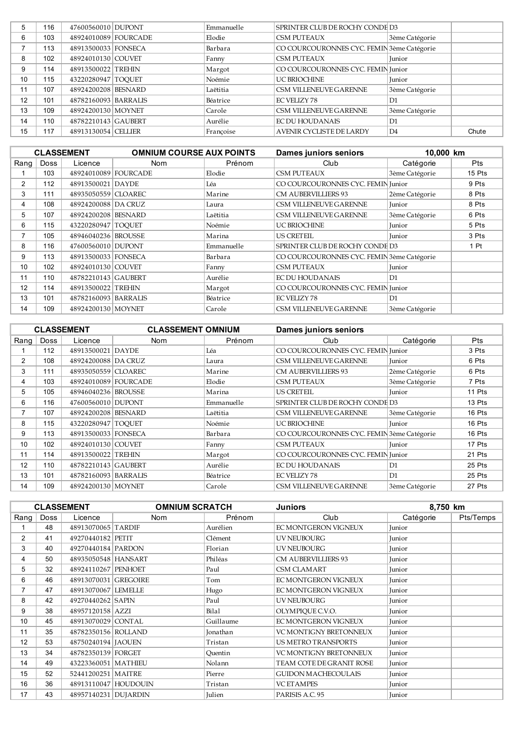| | | | | | | | |
|---|---|---|---|---|---|---|---|
| 5 | 116 | 47600560010 | DUPONT | Emmanuelle | SPRINTER CLUB DE ROCHY CONDE | D3 | |
| 6 | 103 | 48924010089 | FOURCADE | Elodie | CSM PUTEAUX | 3ème Catégorie | |
| 7 | 113 | 48913500033 | FONSECA | Barbara | CO COURCOURONNES CYC. FEMIN | 3ème Catégorie | |
| 8 | 102 | 48924010130 | COUVET | Fanny | CSM PUTEAUX | Junior | |
| 9 | 114 | 48913500022 | TREHIN | Margot | CO COURCOURONNES CYC. FEMIN | Junior | |
| 10 | 115 | 43220280947 | TOQUET | Noémie | UC BRIOCHINE | Junior | |
| 11 | 107 | 48924200208 | BESNARD | Laëtitia | CSM VILLENEUVE GARENNE | 3ème Catégorie | |
| 12 | 101 | 48782160093 | BARRALIS | Béatrice | EC VELIZY 78 | D1 | |
| 13 | 109 | 48924200130 | MOYNET | Carole | CSM VILLENEUVE GARENNE | 3ème Catégorie | |
| 14 | 110 | 48782210143 | GAUBERT | Aurélie | EC DU HOUDANAIS | D1 | |
| 15 | 117 | 48913130054 | CELLIER | Françoise | AVENIR CYCLISTE DE LARDY | D4 | Chute |

| CLASSEMENT | | | OMNIUM COURSE AUX POINTS | | Dames juniors seniors | 10,000 km | |
|---|---|---|---|---|---|---|---|
| Rang | Doss | Licence | Nom | Prénom | Club | Catégorie | Pts |
| 1 | 103 | 48924010089 | FOURCADE | Elodie | CSM PUTEAUX | 3ème Catégorie | 15 Pts |
| 2 | 112 | 48913500021 | DAYDE | Léa | CO COURCOURONNES CYC. FEMIN | Junior | 9 Pts |
| 3 | 111 | 48935050559 | CLOAREC | Marine | CM AUBERVILLIERS 93 | 2ème Catégorie | 8 Pts |
| 4 | 108 | 48924200088 | DA CRUZ | Laura | CSM VILLENEUVE GARENNE | Junior | 8 Pts |
| 5 | 107 | 48924200208 | BESNARD | Laëtitia | CSM VILLENEUVE GARENNE | 3ème Catégorie | 6 Pts |
| 6 | 115 | 43220280947 | TOQUET | Noémie | UC BRIOCHINE | Junior | 5 Pts |
| 7 | 105 | 48946040236 | BROUSSE | Marina | US CRETEIL | Junior | 3 Pts |
| 8 | 116 | 47600560010 | DUPONT | Emmanuelle | SPRINTER CLUB DE ROCHY CONDE | D3 | 1 Pt |
| 9 | 113 | 48913500033 | FONSECA | Barbara | CO COURCOURONNES CYC. FEMIN | 3ème Catégorie | |
| 10 | 102 | 48924010130 | COUVET | Fanny | CSM PUTEAUX | Junior | |
| 11 | 110 | 48782210143 | GAUBERT | Aurélie | EC DU HOUDANAIS | D1 | |
| 12 | 114 | 48913500022 | TREHIN | Margot | CO COURCOURONNES CYC. FEMIN | Junior | |
| 13 | 101 | 48782160093 | BARRALIS | Béatrice | EC VELIZY 78 | D1 | |
| 14 | 109 | 48924200130 | MOYNET | Carole | CSM VILLENEUVE GARENNE | 3ème Catégorie | |

| CLASSEMENT | | | CLASSEMENT OMNIUM | | Dames juniors seniors | | |
|---|---|---|---|---|---|---|---|
| Rang | Doss | Licence | Nom | Prénom | Club | Catégorie | Pts |
| 1 | 112 | 48913500021 | DAYDE | Léa | CO COURCOURONNES CYC. FEMIN | Junior | 3 Pts |
| 2 | 108 | 48924200088 | DA CRUZ | Laura | CSM VILLENEUVE GARENNE | Junior | 6 Pts |
| 3 | 111 | 48935050559 | CLOAREC | Marine | CM AUBERVILLIERS 93 | 2ème Catégorie | 6 Pts |
| 4 | 103 | 48924010089 | FOURCADE | Elodie | CSM PUTEAUX | 3ème Catégorie | 7 Pts |
| 5 | 105 | 48946040236 | BROUSSE | Marina | US CRETEIL | Junior | 11 Pts |
| 6 | 116 | 47600560010 | DUPONT | Emmanuelle | SPRINTER CLUB DE ROCHY CONDE | D3 | 13 Pts |
| 7 | 107 | 48924200208 | BESNARD | Laëtitia | CSM VILLENEUVE GARENNE | 3ème Catégorie | 16 Pts |
| 8 | 115 | 43220280947 | TOQUET | Noémie | UC BRIOCHINE | Junior | 16 Pts |
| 9 | 113 | 48913500033 | FONSECA | Barbara | CO COURCOURONNES CYC. FEMIN | 3ème Catégorie | 16 Pts |
| 10 | 102 | 48924010130 | COUVET | Fanny | CSM PUTEAUX | Junior | 17 Pts |
| 11 | 114 | 48913500022 | TREHIN | Margot | CO COURCOURONNES CYC. FEMIN | Junior | 21 Pts |
| 12 | 110 | 48782210143 | GAUBERT | Aurélie | EC DU HOUDANAIS | D1 | 25 Pts |
| 13 | 101 | 48782160093 | BARRALIS | Béatrice | EC VELIZY 78 | D1 | 25 Pts |
| 14 | 109 | 48924200130 | MOYNET | Carole | CSM VILLENEUVE GARENNE | 3ème Catégorie | 27 Pts |

| CLASSEMENT | | | OMNIUM SCRATCH | | Juniors | 8,750 km | |
|---|---|---|---|---|---|---|---|
| Rang | Doss | Licence | Nom | Prénom | Club | Catégorie | Pts/Temps |
| 1 | 48 | 48913070065 | TARDIF | Aurélien | EC MONTGERON VIGNEUX | Junior | |
| 2 | 41 | 49270440182 | PETIT | Clément | UV NEUBOURG | Junior | |
| 3 | 40 | 49270440184 | PARDON | Florian | UV NEUBOURG | Junior | |
| 4 | 50 | 48935050548 | HANSART | Philéas | CM AUBERVILLIERS 93 | Junior | |
| 5 | 32 | 48924110267 | PENHOET | Paul | CSM CLAMART | Junior | |
| 6 | 46 | 48913070031 | GREGOIRE | Tom | EC MONTGERON VIGNEUX | Junior | |
| 7 | 47 | 48913070067 | LEMELLE | Hugo | EC MONTGERON VIGNEUX | Junior | |
| 8 | 42 | 49270440262 | SAPIN | Paul | UV NEUBOURG | Junior | |
| 9 | 38 | 48957120158 | AZZI | Bilal | OLYMPIQUE C.V.O. | Junior | |
| 10 | 45 | 48913070029 | CONTAL | Guillaume | EC MONTGERON VIGNEUX | Junior | |
| 11 | 35 | 48782350156 | ROLLAND | Jonathan | VC MONTIGNY BRETONNEUX | Junior | |
| 12 | 53 | 48750240194 | JAOUEN | Tristan | US METRO TRANSPORTS | Junior | |
| 13 | 34 | 48782350139 | FORGET | Quentin | VC MONTIGNY BRETONNEUX | Junior | |
| 14 | 49 | 43223360051 | MATHIEU | Nolann | TEAM COTE DE GRANIT ROSE | Junior | |
| 15 | 52 | 52441200251 | MAITRE | Pierre | GUIDON MACHECOULAIS | Junior | |
| 16 | 36 | 48913110047 | HOUDOUIN | Tristan | VC ETAMPES | Junior | |
| 17 | 43 | 48957140231 | DUJARDIN | Julien | PARISIS A.C. 95 | Junior | |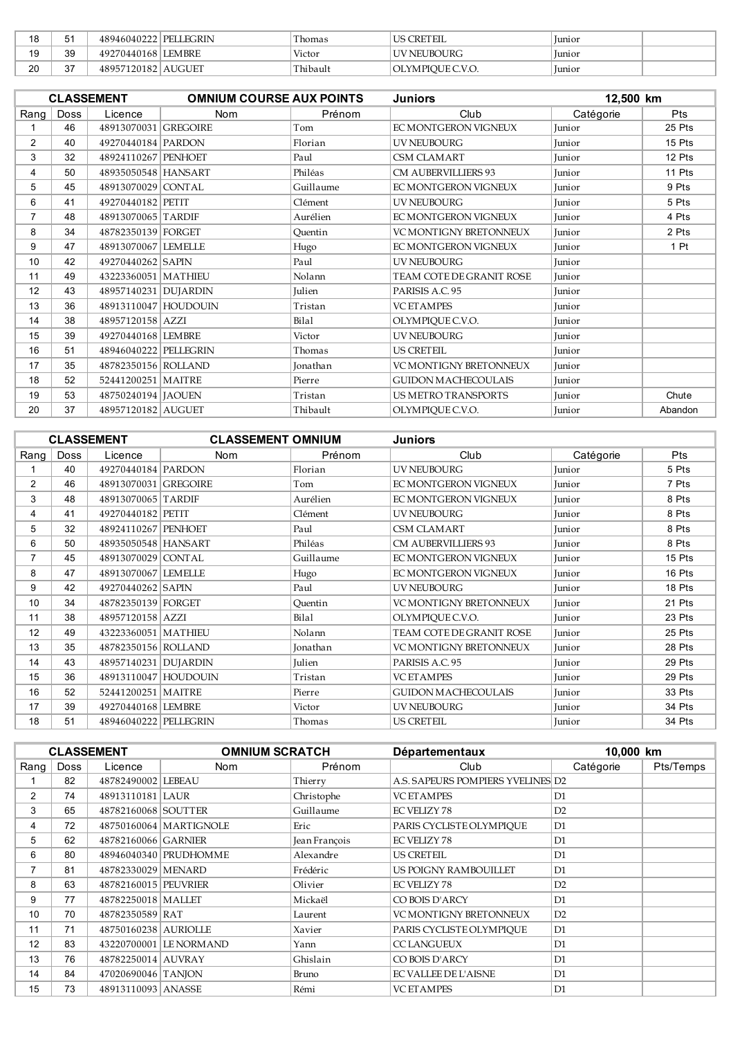| Rang | Doss | Licence | Nom | Prénom | Club | Catégorie | Pts |
|---|---|---|---|---|---|---|---|
| 18 | 51 | 48946040222 | PELLEGRIN | Thomas | US CRETEIL | Junior | |
| 19 | 39 | 49270440168 | LEMBRE | Victor | UV NEUBOURG | Junior | |
| 20 | 37 | 48957120182 | AUGUET | Thibault | OLYMPIQUE C.V.O. | Junior | |

| CLASSEMENT | | | OMNIUM COURSE AUX POINTS | | Juniors | 12,500 km | |
|---|---|---|---|---|---|---|---|
| Rang | Doss | Licence | Nom | Prénom | Club | Catégorie | Pts |
| 1 | 46 | 48913070031 | GREGOIRE | Tom | EC MONTGERON VIGNEUX | Junior | 25 Pts |
| 2 | 40 | 49270440184 | PARDON | Florian | UV NEUBOURG | Junior | 15 Pts |
| 3 | 32 | 48924110267 | PENHOET | Paul | CSM CLAMART | Junior | 12 Pts |
| 4 | 50 | 48935050548 | HANSART | Philéas | CM AUBERVILLIERS 93 | Junior | 11 Pts |
| 5 | 45 | 48913070029 | CONTAL | Guillaume | EC MONTGERON VIGNEUX | Junior | 9 Pts |
| 6 | 41 | 49270440182 | PETIT | Clément | UV NEUBOURG | Junior | 5 Pts |
| 7 | 48 | 48913070065 | TARDIF | Aurélien | EC MONTGERON VIGNEUX | Junior | 4 Pts |
| 8 | 34 | 48782350139 | FORGET | Quentin | VC MONTIGNY BRETONNEUX | Junior | 2 Pts |
| 9 | 47 | 48913070067 | LEMELLE | Hugo | EC MONTGERON VIGNEUX | Junior | 1 Pt |
| 10 | 42 | 49270440262 | SAPIN | Paul | UV NEUBOURG | Junior | |
| 11 | 49 | 43223360051 | MATHIEU | Nolann | TEAM COTE DE GRANIT ROSE | Junior | |
| 12 | 43 | 48957140231 | DUJARDIN | Julien | PARISIS A.C. 95 | Junior | |
| 13 | 36 | 48913110047 | HOUDOUIN | Tristan | VC ETAMPES | Junior | |
| 14 | 38 | 48957120158 | AZZI | Bilal | OLYMPIQUE C.V.O. | Junior | |
| 15 | 39 | 49270440168 | LEMBRE | Victor | UV NEUBOURG | Junior | |
| 16 | 51 | 48946040222 | PELLEGRIN | Thomas | US CRETEIL | Junior | |
| 17 | 35 | 48782350156 | ROLLAND | Jonathan | VC MONTIGNY BRETONNEUX | Junior | |
| 18 | 52 | 52441200251 | MAITRE | Pierre | GUIDON MACHECOULAIS | Junior | |
| 19 | 53 | 48750240194 | JAOUEN | Tristan | US METRO TRANSPORTS | Junior | Chute |
| 20 | 37 | 48957120182 | AUGUET | Thibault | OLYMPIQUE C.V.O. | Junior | Abandon |

| CLASSEMENT | | | CLASSEMENT OMNIUM | | Juniors | | |
|---|---|---|---|---|---|---|---|
| Rang | Doss | Licence | Nom | Prénom | Club | Catégorie | Pts |
| 1 | 40 | 49270440184 | PARDON | Florian | UV NEUBOURG | Junior | 5 Pts |
| 2 | 46 | 48913070031 | GREGOIRE | Tom | EC MONTGERON VIGNEUX | Junior | 7 Pts |
| 3 | 48 | 48913070065 | TARDIF | Aurélien | EC MONTGERON VIGNEUX | Junior | 8 Pts |
| 4 | 41 | 49270440182 | PETIT | Clément | UV NEUBOURG | Junior | 8 Pts |
| 5 | 32 | 48924110267 | PENHOET | Paul | CSM CLAMART | Junior | 8 Pts |
| 6 | 50 | 48935050548 | HANSART | Philéas | CM AUBERVILLIERS 93 | Junior | 8 Pts |
| 7 | 45 | 48913070029 | CONTAL | Guillaume | EC MONTGERON VIGNEUX | Junior | 15 Pts |
| 8 | 47 | 48913070067 | LEMELLE | Hugo | EC MONTGERON VIGNEUX | Junior | 16 Pts |
| 9 | 42 | 49270440262 | SAPIN | Paul | UV NEUBOURG | Junior | 18 Pts |
| 10 | 34 | 48782350139 | FORGET | Quentin | VC MONTIGNY BRETONNEUX | Junior | 21 Pts |
| 11 | 38 | 48957120158 | AZZI | Bilal | OLYMPIQUE C.V.O. | Junior | 23 Pts |
| 12 | 49 | 43223360051 | MATHIEU | Nolann | TEAM COTE DE GRANIT ROSE | Junior | 25 Pts |
| 13 | 35 | 48782350156 | ROLLAND | Jonathan | VC MONTIGNY BRETONNEUX | Junior | 28 Pts |
| 14 | 43 | 48957140231 | DUJARDIN | Julien | PARISIS A.C. 95 | Junior | 29 Pts |
| 15 | 36 | 48913110047 | HOUDOUIN | Tristan | VC ETAMPES | Junior | 29 Pts |
| 16 | 52 | 52441200251 | MAITRE | Pierre | GUIDON MACHECOULAIS | Junior | 33 Pts |
| 17 | 39 | 49270440168 | LEMBRE | Victor | UV NEUBOURG | Junior | 34 Pts |
| 18 | 51 | 48946040222 | PELLEGRIN | Thomas | US CRETEIL | Junior | 34 Pts |

| CLASSEMENT | | | OMNIUM SCRATCH | | Départementaux | 10,000 km | |
|---|---|---|---|---|---|---|---|
| Rang | Doss | Licence | Nom | Prénom | Club | Catégorie | Pts/Temps |
| 1 | 82 | 48782490002 | LEBEAU | Thierry | A.S. SAPEURS POMPIERS YVELINES | D2 | |
| 2 | 74 | 48913110181 | LAUR | Christophe | VC ETAMPES | D1 | |
| 3 | 65 | 48782160068 | SOUTTER | Guillaume | EC VELIZY 78 | D2 | |
| 4 | 72 | 48750160064 | MARTIGNOLE | Eric | PARIS CYCLISTE OLYMPIQUE | D1 | |
| 5 | 62 | 48782160066 | GARNIER | Jean François | EC VELIZY 78 | D1 | |
| 6 | 80 | 48946040340 | PRUDHOMME | Alexandre | US CRETEIL | D1 | |
| 7 | 81 | 48782330029 | MENARD | Frédéric | US POIGNY RAMBOUILLET | D1 | |
| 8 | 63 | 48782160015 | PEUVRIER | Olivier | EC VELIZY 78 | D2 | |
| 9 | 77 | 48782250018 | MALLET | Mickaël | CO BOIS D'ARCY | D1 | |
| 10 | 70 | 48782350589 | RAT | Laurent | VC MONTIGNY BRETONNEUX | D2 | |
| 11 | 71 | 48750160238 | AURIOLLE | Xavier | PARIS CYCLISTE OLYMPIQUE | D1 | |
| 12 | 83 | 43220700001 | LE NORMAND | Yann | CC LANGUEUX | D1 | |
| 13 | 76 | 48782250014 | AUVRAY | Ghislain | CO BOIS D'ARCY | D1 | |
| 14 | 84 | 47020690046 | TANJON | Bruno | EC VALLEE DE L'AISNE | D1 | |
| 15 | 73 | 48913110093 | ANASSE | Rémi | VC ETAMPES | D1 | |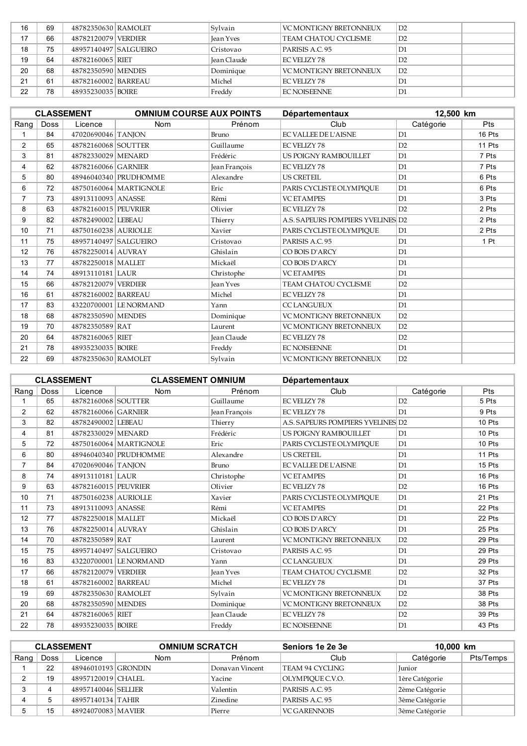| 16 | 69 | 48782350630 | RAMOLET | Sylvain | VC MONTIGNY BRETONNEUX | D2 | |
|---|---|---|---|---|---|---|---|
| 17 | 66 | 48782120079 | VERDIER | Jean Yves | TEAM CHATOU CYCLISME | D2 | |
| 18 | 75 | 48957140497 | SALGUEIRO | Cristovao | PARISIS A.C. 95 | D1 | |
| 19 | 64 | 48782160065 | RIET | Jean Claude | EC VELIZY 78 | D2 | |
| 20 | 68 | 48782350590 | MENDES | Dominique | VC MONTIGNY BRETONNEUX | D2 | |
| 21 | 61 | 48782160002 | BARREAU | Michel | EC VELIZY 78 | D1 | |
| 22 | 78 | 48935230035 | BOIRE | Freddy | EC NOISEENNE | D1 | |

| CLASSEMENT | | OMNIUM COURSE AUX POINTS | | | Départementaux | 12,500 km | |
|---|---|---|---|---|---|---|---|
| Rang | Doss | Licence | Nom | Prénom | Club | Catégorie | Pts |
| 1 | 84 | 47020690046 | TANJON | Bruno | EC VALLEE DE L'AISNE | D1 | 16 Pts |
| 2 | 65 | 48782160068 | SOUTTER | Guillaume | EC VELIZY 78 | D2 | 11 Pts |
| 3 | 81 | 48782330029 | MENARD | Frédéric | US POIGNY RAMBOUILLET | D1 | 7 Pts |
| 4 | 62 | 48782160066 | GARNIER | Jean François | EC VELIZY 78 | D1 | 7 Pts |
| 5 | 80 | 48946040340 | PRUDHOMME | Alexandre | US CRETEIL | D1 | 6 Pts |
| 6 | 72 | 48750160064 | MARTIGNOLE | Eric | PARIS CYCLISTE OLYMPIQUE | D1 | 6 Pts |
| 7 | 73 | 48913110093 | ANASSE | Rémi | VC ETAMPES | D1 | 3 Pts |
| 8 | 63 | 48782160015 | PEUVRIER | Olivier | EC VELIZY 78 | D2 | 2 Pts |
| 9 | 82 | 48782490002 | LEBEAU | Thierry | A.S. SAPEURS POMPIERS YVELINES | D2 | 2 Pts |
| 10 | 71 | 48750160238 | AURIOLLE | Xavier | PARIS CYCLISTE OLYMPIQUE | D1 | 2 Pts |
| 11 | 75 | 48957140497 | SALGUEIRO | Cristovao | PARISIS A.C. 95 | D1 | 1 Pt |
| 12 | 76 | 48782250014 | AUVRAY | Ghislain | CO BOIS D'ARCY | D1 | |
| 13 | 77 | 48782250018 | MALLET | Mickaël | CO BOIS D'ARCY | D1 | |
| 14 | 74 | 48913110181 | LAUR | Christophe | VC ETAMPES | D1 | |
| 15 | 66 | 48782120079 | VERDIER | Jean Yves | TEAM CHATOU CYCLISME | D2 | |
| 16 | 61 | 48782160002 | BARREAU | Michel | EC VELIZY 78 | D1 | |
| 17 | 83 | 43220700001 | LE NORMAND | Yann | CC LANGUEUX | D1 | |
| 18 | 68 | 48782350590 | MENDES | Dominique | VC MONTIGNY BRETONNEUX | D2 | |
| 19 | 70 | 48782350589 | RAT | Laurent | VC MONTIGNY BRETONNEUX | D2 | |
| 20 | 64 | 48782160065 | RIET | Jean Claude | EC VELIZY 78 | D2 | |
| 21 | 78 | 48935230035 | BOIRE | Freddy | EC NOISEENNE | D1 | |
| 22 | 69 | 48782350630 | RAMOLET | Sylvain | VC MONTIGNY BRETONNEUX | D2 | |

| CLASSEMENT | | CLASSEMENT OMNIUM | | | Départementaux | | |
|---|---|---|---|---|---|---|---|
| Rang | Doss | Licence | Nom | Prénom | Club | Catégorie | Pts |
| 1 | 65 | 48782160068 | SOUTTER | Guillaume | EC VELIZY 78 | D2 | 5 Pts |
| 2 | 62 | 48782160066 | GARNIER | Jean François | EC VELIZY 78 | D1 | 9 Pts |
| 3 | 82 | 48782490002 | LEBEAU | Thierry | A.S. SAPEURS POMPIERS YVELINES | D2 | 10 Pts |
| 4 | 81 | 48782330029 | MENARD | Frédéric | US POIGNY RAMBOUILLET | D1 | 10 Pts |
| 5 | 72 | 48750160064 | MARTIGNOLE | Eric | PARIS CYCLISTE OLYMPIQUE | D1 | 10 Pts |
| 6 | 80 | 48946040340 | PRUDHOMME | Alexandre | US CRETEIL | D1 | 11 Pts |
| 7 | 84 | 47020690046 | TANJON | Bruno | EC VALLEE DE L'AISNE | D1 | 15 Pts |
| 8 | 74 | 48913110181 | LAUR | Christophe | VC ETAMPES | D1 | 16 Pts |
| 9 | 63 | 48782160015 | PEUVRIER | Olivier | EC VELIZY 78 | D2 | 16 Pts |
| 10 | 71 | 48750160238 | AURIOLLE | Xavier | PARIS CYCLISTE OLYMPIQUE | D1 | 21 Pts |
| 11 | 73 | 48913110093 | ANASSE | Rémi | VC ETAMPES | D1 | 22 Pts |
| 12 | 77 | 48782250018 | MALLET | Mickaël | CO BOIS D'ARCY | D1 | 22 Pts |
| 13 | 76 | 48782250014 | AUVRAY | Ghislain | CO BOIS D'ARCY | D1 | 25 Pts |
| 14 | 70 | 48782350589 | RAT | Laurent | VC MONTIGNY BRETONNEUX | D2 | 29 Pts |
| 15 | 75 | 48957140497 | SALGUEIRO | Cristovao | PARISIS A.C. 95 | D1 | 29 Pts |
| 16 | 83 | 43220700001 | LE NORMAND | Yann | CC LANGUEUX | D1 | 29 Pts |
| 17 | 66 | 48782120079 | VERDIER | Jean Yves | TEAM CHATOU CYCLISME | D2 | 32 Pts |
| 18 | 61 | 48782160002 | BARREAU | Michel | EC VELIZY 78 | D1 | 37 Pts |
| 19 | 69 | 48782350630 | RAMOLET | Sylvain | VC MONTIGNY BRETONNEUX | D2 | 38 Pts |
| 20 | 68 | 48782350590 | MENDES | Dominique | VC MONTIGNY BRETONNEUX | D2 | 38 Pts |
| 21 | 64 | 48782160065 | RIET | Jean Claude | EC VELIZY 78 | D2 | 39 Pts |
| 22 | 78 | 48935230035 | BOIRE | Freddy | EC NOISEENNE | D1 | 43 Pts |

| CLASSEMENT | | OMNIUM SCRATCH | | | Seniors 1e 2e 3e | 10,000 km | |
|---|---|---|---|---|---|---|---|
| Rang | Doss | Licence | Nom | Prénom | Club | Catégorie | Pts/Temps |
| 1 | 22 | 48946010193 | GRONDIN | Donavan Vincent | TEAM 94 CYCLING | Junior | |
| 2 | 19 | 48957120019 | CHALEL | Yacine | OLYMPIQUE C.V.O. | 1ère Catégorie | |
| 3 | 4 | 48957140046 | SELLIER | Valentin | PARISIS A.C. 95 | 2ème Catégorie | |
| 4 | 5 | 48957140134 | TAHIR | Zinedine | PARISIS A.C. 95 | 3ème Catégorie | |
| 5 | 15 | 48924070083 | MAVIER | Pierre | VC GARENNOIS | 3ème Catégorie | |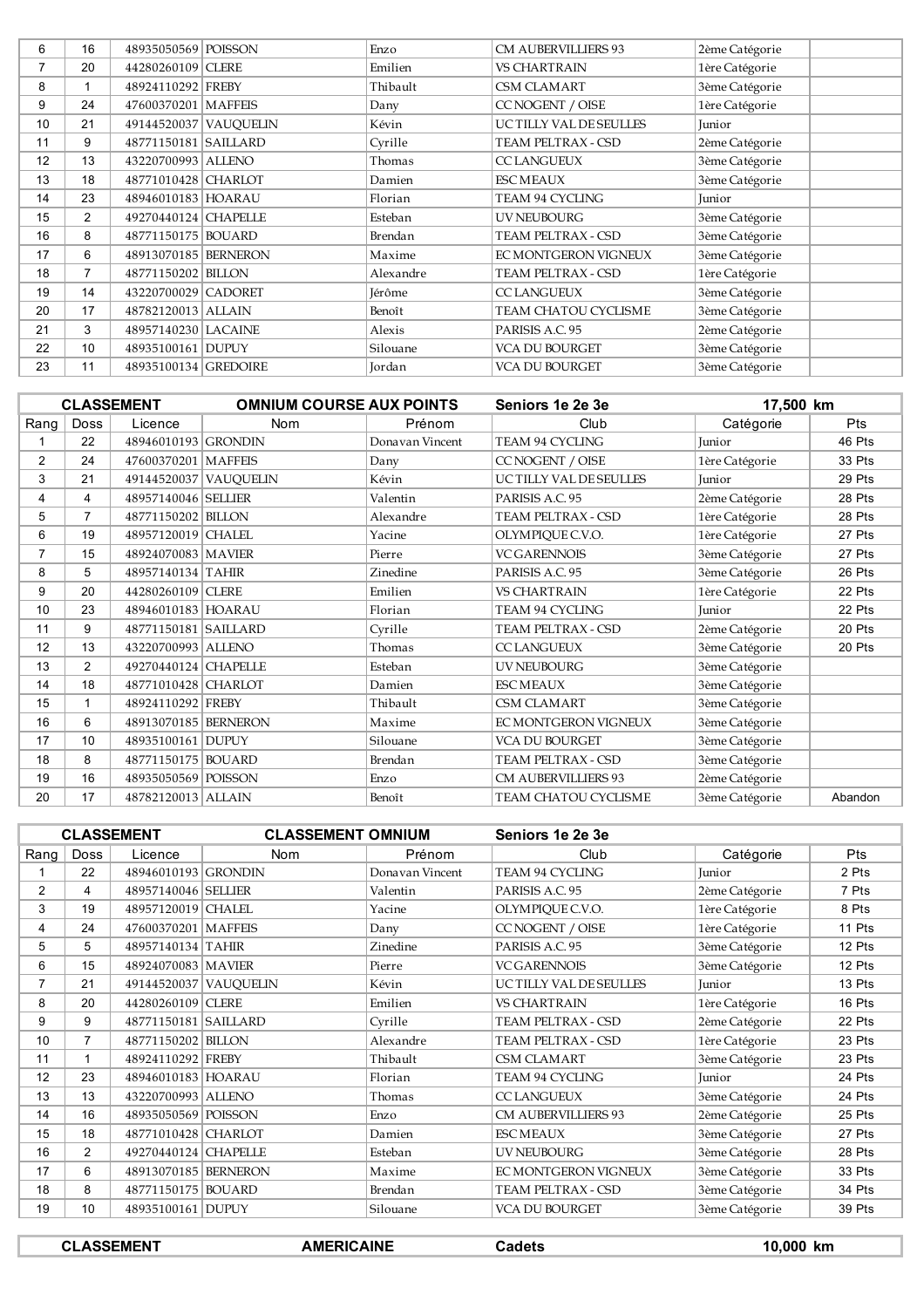| | | | | | | | |
|---|---|---|---|---|---|---|---|
| 6 | 16 | 48935050569 | POISSON | Enzo | CM AUBERVILLIERS 93 | 2ème Catégorie | |
| 7 | 20 | 44280260109 | CLERE | Emilien | VS CHARTRAIN | 1ère Catégorie | |
| 8 | 1 | 48924110292 | FREBY | Thibault | CSM CLAMART | 3ème Catégorie | |
| 9 | 24 | 47600370201 | MAFFEIS | Dany | CC NOGENT / OISE | 1ère Catégorie | |
| 10 | 21 | 49144520037 | VAUQUELIN | Kévin | UC TILLY VAL DE SEULLES | Junior | |
| 11 | 9 | 48771150181 | SAILLARD | Cyrille | TEAM PELTRAX - CSD | 2ème Catégorie | |
| 12 | 13 | 43220700993 | ALLENO | Thomas | CC LANGUEUX | 3ème Catégorie | |
| 13 | 18 | 48771010428 | CHARLOT | Damien | ESC MEAUX | 3ème Catégorie | |
| 14 | 23 | 48946010183 | HOARAU | Florian | TEAM 94 CYCLING | Junior | |
| 15 | 2 | 49270440124 | CHAPELLE | Esteban | UV NEUBOURG | 3ème Catégorie | |
| 16 | 8 | 48771150175 | BOUARD | Brendan | TEAM PELTRAX - CSD | 3ème Catégorie | |
| 17 | 6 | 48913070185 | BERNERON | Maxime | EC MONTGERON VIGNEUX | 3ème Catégorie | |
| 18 | 7 | 48771150202 | BILLON | Alexandre | TEAM PELTRAX - CSD | 1ère Catégorie | |
| 19 | 14 | 43220700029 | CADORET | Jérôme | CC LANGUEUX | 3ème Catégorie | |
| 20 | 17 | 48782120013 | ALLAIN | Benoît | TEAM CHATOU CYCLISME | 3ème Catégorie | |
| 21 | 3 | 48957140230 | LACAINE | Alexis | PARISIS A.C. 95 | 2ème Catégorie | |
| 22 | 10 | 48935100161 | DUPUY | Silouane | VCA DU BOURGET | 3ème Catégorie | |
| 23 | 11 | 48935100134 | GREDOIRE | Jordan | VCA DU BOURGET | 3ème Catégorie | |

**CLASSEMENT** — **OMNIUM COURSE AUX POINTS** — **Seniors 1e 2e 3e** — **17,500 km**

| Rang | Doss | Licence | Nom | Prénom | Club | Catégorie | Pts |
|---|---|---|---|---|---|---|---|
| 1 | 22 | 48946010193 | GRONDIN | Donavan Vincent | TEAM 94 CYCLING | Junior | 46 Pts |
| 2 | 24 | 47600370201 | MAFFEIS | Dany | CC NOGENT / OISE | 1ère Catégorie | 33 Pts |
| 3 | 21 | 49144520037 | VAUQUELIN | Kévin | UC TILLY VAL DE SEULLES | Junior | 29 Pts |
| 4 | 4 | 48957140046 | SELLIER | Valentin | PARISIS A.C. 95 | 2ème Catégorie | 28 Pts |
| 5 | 7 | 48771150202 | BILLON | Alexandre | TEAM PELTRAX - CSD | 1ère Catégorie | 28 Pts |
| 6 | 19 | 48957120019 | CHALEL | Yacine | OLYMPIQUE C.V.O. | 1ère Catégorie | 27 Pts |
| 7 | 15 | 48924070083 | MAVIER | Pierre | VC GARENNOIS | 3ème Catégorie | 27 Pts |
| 8 | 5 | 48957140134 | TAHIR | Zinedine | PARISIS A.C. 95 | 3ème Catégorie | 26 Pts |
| 9 | 20 | 44280260109 | CLERE | Emilien | VS CHARTRAIN | 1ère Catégorie | 22 Pts |
| 10 | 23 | 48946010183 | HOARAU | Florian | TEAM 94 CYCLING | Junior | 22 Pts |
| 11 | 9 | 48771150181 | SAILLARD | Cyrille | TEAM PELTRAX - CSD | 2ème Catégorie | 20 Pts |
| 12 | 13 | 43220700993 | ALLENO | Thomas | CC LANGUEUX | 3ème Catégorie | 20 Pts |
| 13 | 2 | 49270440124 | CHAPELLE | Esteban | UV NEUBOURG | 3ème Catégorie | |
| 14 | 18 | 48771010428 | CHARLOT | Damien | ESC MEAUX | 3ème Catégorie | |
| 15 | 1 | 48924110292 | FREBY | Thibault | CSM CLAMART | 3ème Catégorie | |
| 16 | 6 | 48913070185 | BERNERON | Maxime | EC MONTGERON VIGNEUX | 3ème Catégorie | |
| 17 | 10 | 48935100161 | DUPUY | Silouane | VCA DU BOURGET | 3ème Catégorie | |
| 18 | 8 | 48771150175 | BOUARD | Brendan | TEAM PELTRAX - CSD | 3ème Catégorie | |
| 19 | 16 | 48935050569 | POISSON | Enzo | CM AUBERVILLIERS 93 | 2ème Catégorie | |
| 20 | 17 | 48782120013 | ALLAIN | Benoît | TEAM CHATOU CYCLISME | 3ème Catégorie | Abandon |

**CLASSEMENT** — **CLASSEMENT OMNIUM** — **Seniors 1e 2e 3e**

| Rang | Doss | Licence | Nom | Prénom | Club | Catégorie | Pts |
|---|---|---|---|---|---|---|---|
| 1 | 22 | 48946010193 | GRONDIN | Donavan Vincent | TEAM 94 CYCLING | Junior | 2 Pts |
| 2 | 4 | 48957140046 | SELLIER | Valentin | PARISIS A.C. 95 | 2ème Catégorie | 7 Pts |
| 3 | 19 | 48957120019 | CHALEL | Yacine | OLYMPIQUE C.V.O. | 1ère Catégorie | 8 Pts |
| 4 | 24 | 47600370201 | MAFFEIS | Dany | CC NOGENT / OISE | 1ère Catégorie | 11 Pts |
| 5 | 5 | 48957140134 | TAHIR | Zinedine | PARISIS A.C. 95 | 3ème Catégorie | 12 Pts |
| 6 | 15 | 48924070083 | MAVIER | Pierre | VC GARENNOIS | 3ème Catégorie | 12 Pts |
| 7 | 21 | 49144520037 | VAUQUELIN | Kévin | UC TILLY VAL DE SEULLES | Junior | 13 Pts |
| 8 | 20 | 44280260109 | CLERE | Emilien | VS CHARTRAIN | 1ère Catégorie | 16 Pts |
| 9 | 9 | 48771150181 | SAILLARD | Cyrille | TEAM PELTRAX - CSD | 2ème Catégorie | 22 Pts |
| 10 | 7 | 48771150202 | BILLON | Alexandre | TEAM PELTRAX - CSD | 1ère Catégorie | 23 Pts |
| 11 | 1 | 48924110292 | FREBY | Thibault | CSM CLAMART | 3ème Catégorie | 23 Pts |
| 12 | 23 | 48946010183 | HOARAU | Florian | TEAM 94 CYCLING | Junior | 24 Pts |
| 13 | 13 | 43220700993 | ALLENO | Thomas | CC LANGUEUX | 3ème Catégorie | 24 Pts |
| 14 | 16 | 48935050569 | POISSON | Enzo | CM AUBERVILLIERS 93 | 2ème Catégorie | 25 Pts |
| 15 | 18 | 48771010428 | CHARLOT | Damien | ESC MEAUX | 3ème Catégorie | 27 Pts |
| 16 | 2 | 49270440124 | CHAPELLE | Esteban | UV NEUBOURG | 3ème Catégorie | 28 Pts |
| 17 | 6 | 48913070185 | BERNERON | Maxime | EC MONTGERON VIGNEUX | 3ème Catégorie | 33 Pts |
| 18 | 8 | 48771150175 | BOUARD | Brendan | TEAM PELTRAX - CSD | 3ème Catégorie | 34 Pts |
| 19 | 10 | 48935100161 | DUPUY | Silouane | VCA DU BOURGET | 3ème Catégorie | 39 Pts |

**CLASSEMENT** — **AMERICAINE** — **Cadets** — **10,000 km**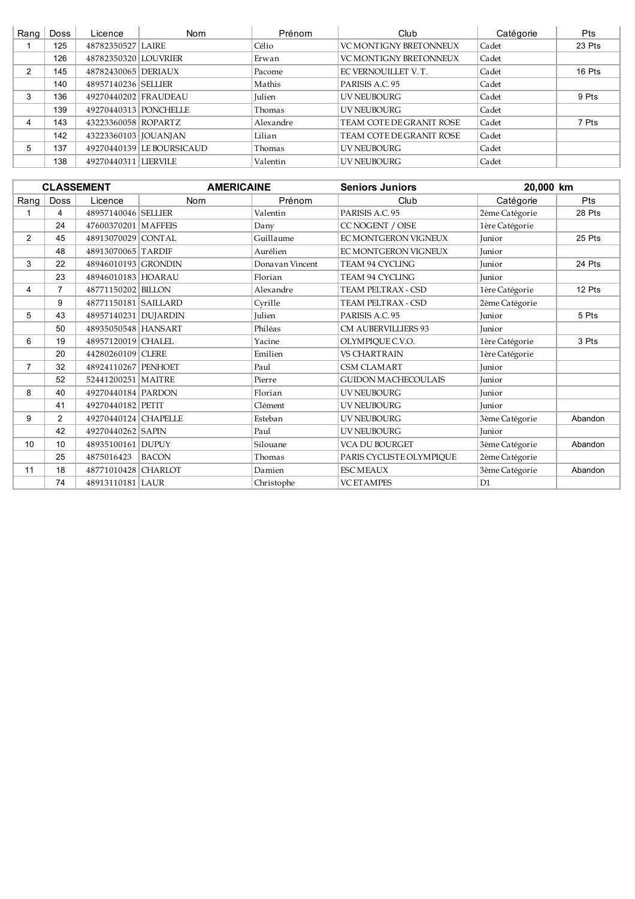| Rang | Doss | Licence | Nom | Prénom | Club | Catégorie | Pts |
|---|---|---|---|---|---|---|---|
| 1 | 125 | 48782350527 | LAIRE | Célio | VC MONTIGNY BRETONNEUX | Cadet | 23 Pts |
| | 126 | 48782350320 | LOUVRIER | Erwan | VC MONTIGNY BRETONNEUX | Cadet | |
| 2 | 145 | 48782430065 | DERIAUX | Pacome | EC VERNOUILLET V. T. | Cadet | 16 Pts |
| | 140 | 48957140236 | SELLIER | Mathis | PARISIS A.C. 95 | Cadet | |
| 3 | 136 | 49270440202 | FRAUDEAU | Julien | UV NEUBOURG | Cadet | 9 Pts |
| | 139 | 49270440313 | PONCHELLE | Thomas | UV NEUBOURG | Cadet | |
| 4 | 143 | 43223360058 | ROPARTZ | Alexandre | TEAM COTE DE GRANIT ROSE | Cadet | 7 Pts |
| | 142 | 43223360103 | JOUANJAN | Lilian | TEAM COTE DE GRANIT ROSE | Cadet | |
| 5 | 137 | 49270440139 | LE BOURSICAUD | Thomas | UV NEUBOURG | Cadet | |
| | 138 | 49270440311 | LIERVILE | Valentin | UV NEUBOURG | Cadet | |

| **CLASSEMENT** | | | **AMERICAINE** | | **Seniors Juniors** | **20,000 km** | |
|---|---|---|---|---|---|---|---|
| Rang | Doss | Licence | Nom | Prénom | Club | Catégorie | Pts |
| 1 | 4 | 48957140046 | SELLIER | Valentin | PARISIS A.C. 95 | 2ème Catégorie | 28 Pts |
| | 24 | 47600370201 | MAFFEIS | Dany | CC NOGENT / OISE | 1ère Catégorie | |
| 2 | 45 | 48913070029 | CONTAL | Guillaume | EC MONTGERON VIGNEUX | Junior | 25 Pts |
| | 48 | 48913070065 | TARDIF | Aurélien | EC MONTGERON VIGNEUX | Junior | |
| 3 | 22 | 48946010193 | GRONDIN | Donavan Vincent | TEAM 94 CYCLING | Junior | 24 Pts |
| | 23 | 48946010183 | HOARAU | Florian | TEAM 94 CYCLING | Junior | |
| 4 | 7 | 48771150202 | BILLON | Alexandre | TEAM PELTRAX - CSD | 1ère Catégorie | 12 Pts |
| | 9 | 48771150181 | SAILLARD | Cyrille | TEAM PELTRAX - CSD | 2ème Catégorie | |
| 5 | 43 | 48957140231 | DUJARDIN | Julien | PARISIS A.C. 95 | Junior | 5 Pts |
| | 50 | 48935050548 | HANSART | Philéas | CM AUBERVILLIERS 93 | Junior | |
| 6 | 19 | 48957120019 | CHALEL | Yacine | OLYMPIQUE C.V.O. | 1ère Catégorie | 3 Pts |
| | 20 | 44280260109 | CLERE | Emilien | VS CHARTRAIN | 1ère Catégorie | |
| 7 | 32 | 48924110267 | PENHOET | Paul | CSM CLAMART | Junior | |
| | 52 | 52441200251 | MAITRE | Pierre | GUIDON MACHECOULAIS | Junior | |
| 8 | 40 | 49270440184 | PARDON | Florian | UV NEUBOURG | Junior | |
| | 41 | 49270440182 | PETIT | Clément | UV NEUBOURG | Junior | |
| 9 | 2 | 49270440124 | CHAPELLE | Esteban | UV NEUBOURG | 3ème Catégorie | Abandon |
| | 42 | 49270440262 | SAPIN | Paul | UV NEUBOURG | Junior | |
| 10 | 10 | 48935100161 | DUPUY | Silouane | VCA DU BOURGET | 3ème Catégorie | Abandon |
| | 25 | 4875016423 | BACON | Thomas | PARIS CYCLISTE OLYMPIQUE | 2ème Catégorie | |
| 11 | 18 | 48771010428 | CHARLOT | Damien | ESC MEAUX | 3ème Catégorie | Abandon |
| | 74 | 48913110181 | LAUR | Christophe | VC ETAMPES | D1 | |